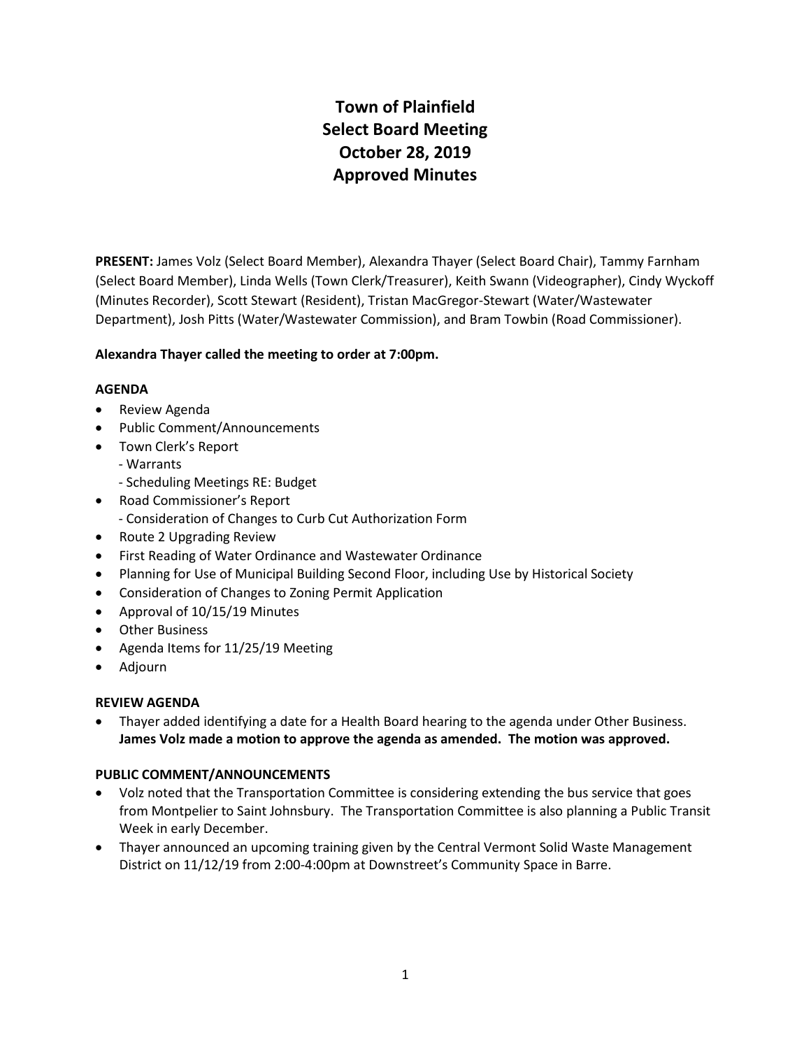# Town of Plainfield
# Select Board Meeting
# October 28, 2019
# Approved Minutes

**PRESENT:** James Volz (Select Board Member), Alexandra Thayer (Select Board Chair), Tammy Farnham (Select Board Member), Linda Wells (Town Clerk/Treasurer), Keith Swann (Videographer), Cindy Wyckoff (Minutes Recorder), Scott Stewart (Resident), Tristan MacGregor-Stewart (Water/Wastewater Department), Josh Pitts (Water/Wastewater Commission), and Bram Towbin (Road Commissioner).

**Alexandra Thayer called the meeting to order at 7:00pm.**

**AGENDA**

- Review Agenda
- Public Comment/Announcements
- Town Clerk's Report
  - Warrants
  - Scheduling Meetings RE: Budget
- Road Commissioner's Report
  - Consideration of Changes to Curb Cut Authorization Form
- Route 2 Upgrading Review
- First Reading of Water Ordinance and Wastewater Ordinance
- Planning for Use of Municipal Building Second Floor, including Use by Historical Society
- Consideration of Changes to Zoning Permit Application
- Approval of 10/15/19 Minutes
- Other Business
- Agenda Items for 11/25/19 Meeting
- Adjourn

**REVIEW AGENDA**

- Thayer added identifying a date for a Health Board hearing to the agenda under Other Business. **James Volz made a motion to approve the agenda as amended. The motion was approved.**

**PUBLIC COMMENT/ANNOUNCEMENTS**

- Volz noted that the Transportation Committee is considering extending the bus service that goes from Montpelier to Saint Johnsbury. The Transportation Committee is also planning a Public Transit Week in early December.
- Thayer announced an upcoming training given by the Central Vermont Solid Waste Management District on 11/12/19 from 2:00-4:00pm at Downstreet's Community Space in Barre.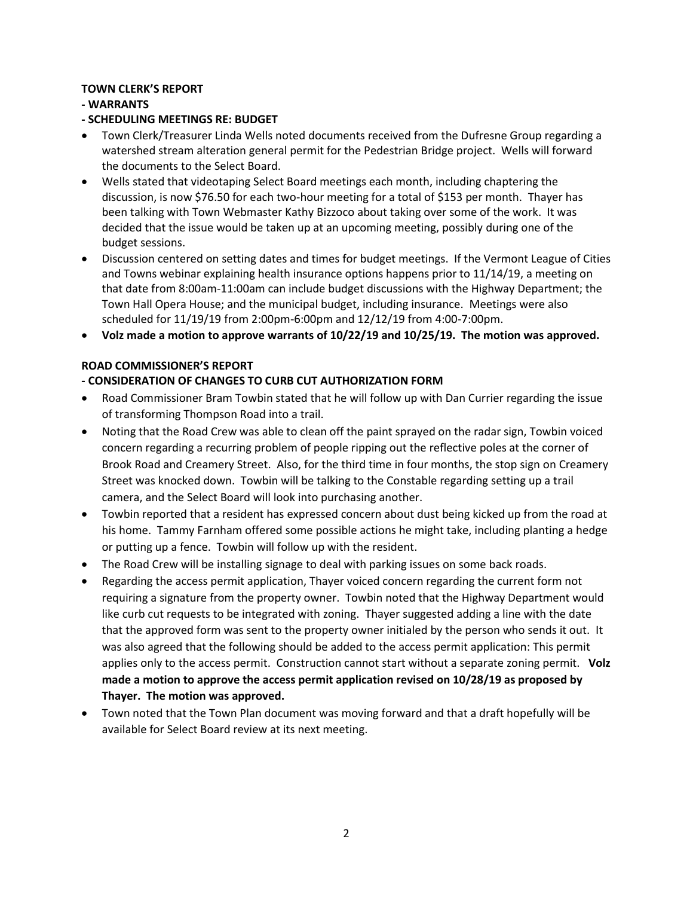**TOWN CLERK'S REPORT**

**- WARRANTS**

**- SCHEDULING MEETINGS RE: BUDGET**

- Town Clerk/Treasurer Linda Wells noted documents received from the Dufresne Group regarding a watershed stream alteration general permit for the Pedestrian Bridge project. Wells will forward the documents to the Select Board.
- Wells stated that videotaping Select Board meetings each month, including chaptering the discussion, is now $76.50 for each two-hour meeting for a total of $153 per month. Thayer has been talking with Town Webmaster Kathy Bizzoco about taking over some of the work. It was decided that the issue would be taken up at an upcoming meeting, possibly during one of the budget sessions.
- Discussion centered on setting dates and times for budget meetings. If the Vermont League of Cities and Towns webinar explaining health insurance options happens prior to 11/14/19, a meeting on that date from 8:00am-11:00am can include budget discussions with the Highway Department; the Town Hall Opera House; and the municipal budget, including insurance. Meetings were also scheduled for 11/19/19 from 2:00pm-6:00pm and 12/12/19 from 4:00-7:00pm.
- **Volz made a motion to approve warrants of 10/22/19 and 10/25/19. The motion was approved.**

**ROAD COMMISSIONER'S REPORT**

**- CONSIDERATION OF CHANGES TO CURB CUT AUTHORIZATION FORM**

- Road Commissioner Bram Towbin stated that he will follow up with Dan Currier regarding the issue of transforming Thompson Road into a trail.
- Noting that the Road Crew was able to clean off the paint sprayed on the radar sign, Towbin voiced concern regarding a recurring problem of people ripping out the reflective poles at the corner of Brook Road and Creamery Street. Also, for the third time in four months, the stop sign on Creamery Street was knocked down. Towbin will be talking to the Constable regarding setting up a trail camera, and the Select Board will look into purchasing another.
- Towbin reported that a resident has expressed concern about dust being kicked up from the road at his home. Tammy Farnham offered some possible actions he might take, including planting a hedge or putting up a fence. Towbin will follow up with the resident.
- The Road Crew will be installing signage to deal with parking issues on some back roads.
- Regarding the access permit application, Thayer voiced concern regarding the current form not requiring a signature from the property owner. Towbin noted that the Highway Department would like curb cut requests to be integrated with zoning. Thayer suggested adding a line with the date that the approved form was sent to the property owner initialed by the person who sends it out. It was also agreed that the following should be added to the access permit application: This permit applies only to the access permit. Construction cannot start without a separate zoning permit. **Volz made a motion to approve the access permit application revised on 10/28/19 as proposed by Thayer. The motion was approved.**
- Town noted that the Town Plan document was moving forward and that a draft hopefully will be available for Select Board review at its next meeting.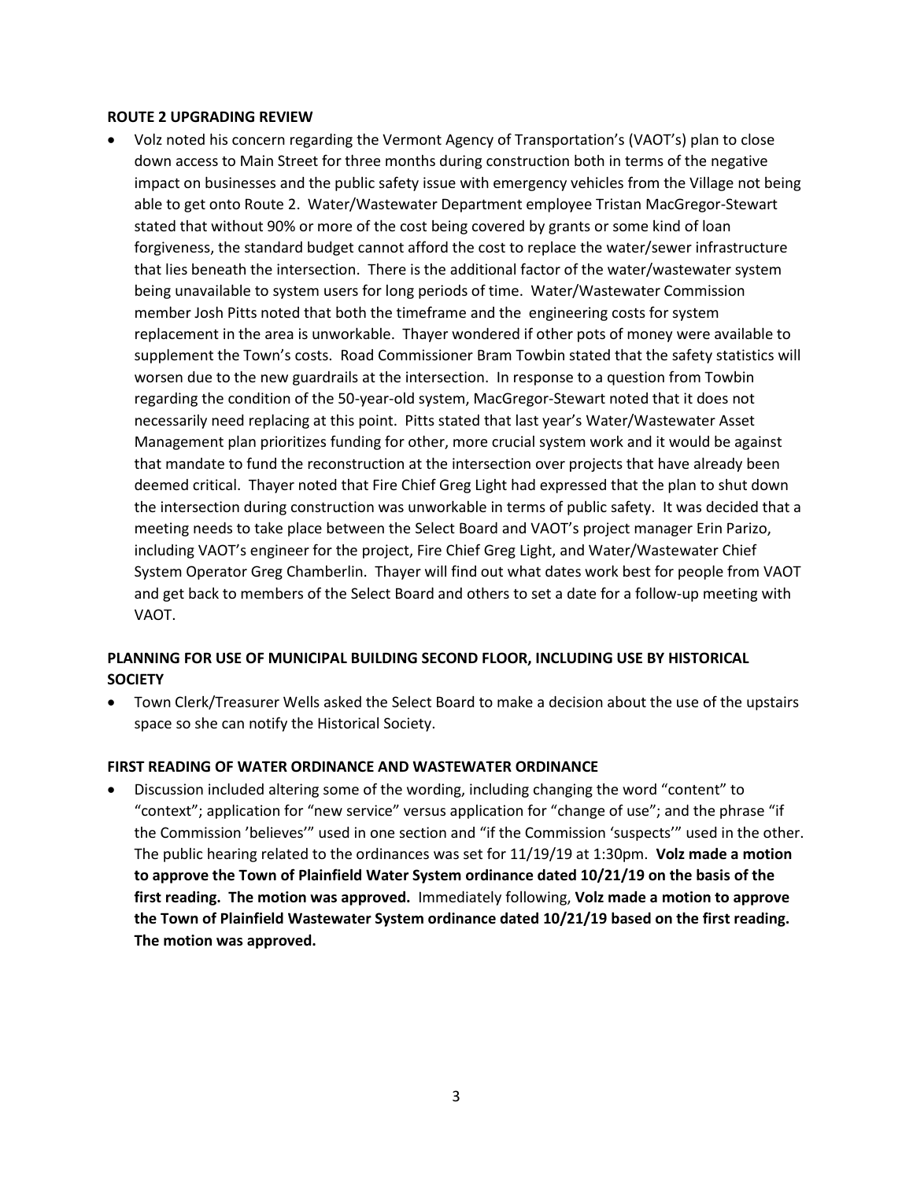**ROUTE 2 UPGRADING REVIEW**

- Volz noted his concern regarding the Vermont Agency of Transportation's (VAOT's) plan to close down access to Main Street for three months during construction both in terms of the negative impact on businesses and the public safety issue with emergency vehicles from the Village not being able to get onto Route 2. Water/Wastewater Department employee Tristan MacGregor-Stewart stated that without 90% or more of the cost being covered by grants or some kind of loan forgiveness, the standard budget cannot afford the cost to replace the water/sewer infrastructure that lies beneath the intersection. There is the additional factor of the water/wastewater system being unavailable to system users for long periods of time. Water/Wastewater Commission member Josh Pitts noted that both the timeframe and the engineering costs for system replacement in the area is unworkable. Thayer wondered if other pots of money were available to supplement the Town's costs. Road Commissioner Bram Towbin stated that the safety statistics will worsen due to the new guardrails at the intersection. In response to a question from Towbin regarding the condition of the 50-year-old system, MacGregor-Stewart noted that it does not necessarily need replacing at this point. Pitts stated that last year's Water/Wastewater Asset Management plan prioritizes funding for other, more crucial system work and it would be against that mandate to fund the reconstruction at the intersection over projects that have already been deemed critical. Thayer noted that Fire Chief Greg Light had expressed that the plan to shut down the intersection during construction was unworkable in terms of public safety. It was decided that a meeting needs to take place between the Select Board and VAOT's project manager Erin Parizo, including VAOT's engineer for the project, Fire Chief Greg Light, and Water/Wastewater Chief System Operator Greg Chamberlin. Thayer will find out what dates work best for people from VAOT and get back to members of the Select Board and others to set a date for a follow-up meeting with VAOT.

**PLANNING FOR USE OF MUNICIPAL BUILDING SECOND FLOOR, INCLUDING USE BY HISTORICAL SOCIETY**

- Town Clerk/Treasurer Wells asked the Select Board to make a decision about the use of the upstairs space so she can notify the Historical Society.

**FIRST READING OF WATER ORDINANCE AND WASTEWATER ORDINANCE**

- Discussion included altering some of the wording, including changing the word "content" to "context"; application for "new service" versus application for "change of use"; and the phrase "if the Commission 'believes'" used in one section and "if the Commission 'suspects'" used in the other. The public hearing related to the ordinances was set for 11/19/19 at 1:30pm. **Volz made a motion to approve the Town of Plainfield Water System ordinance dated 10/21/19 on the basis of the first reading. The motion was approved.** Immediately following, **Volz made a motion to approve the Town of Plainfield Wastewater System ordinance dated 10/21/19 based on the first reading. The motion was approved.**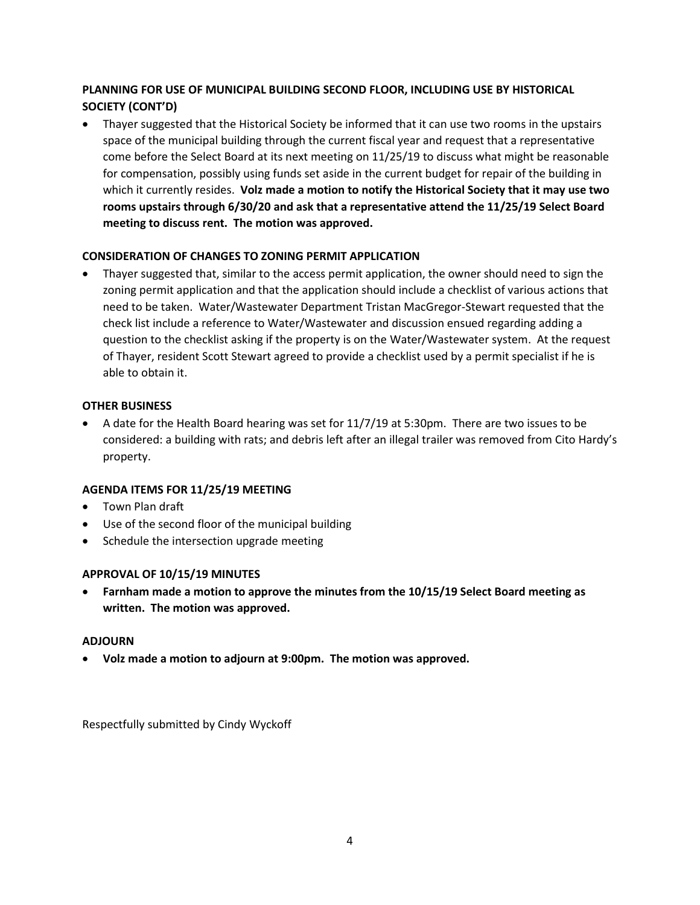**PLANNING FOR USE OF MUNICIPAL BUILDING SECOND FLOOR, INCLUDING USE BY HISTORICAL SOCIETY (CONT'D)**

- Thayer suggested that the Historical Society be informed that it can use two rooms in the upstairs space of the municipal building through the current fiscal year and request that a representative come before the Select Board at its next meeting on 11/25/19 to discuss what might be reasonable for compensation, possibly using funds set aside in the current budget for repair of the building in which it currently resides. **Volz made a motion to notify the Historical Society that it may use two rooms upstairs through 6/30/20 and ask that a representative attend the 11/25/19 Select Board meeting to discuss rent. The motion was approved.**

**CONSIDERATION OF CHANGES TO ZONING PERMIT APPLICATION**

- Thayer suggested that, similar to the access permit application, the owner should need to sign the zoning permit application and that the application should include a checklist of various actions that need to be taken. Water/Wastewater Department Tristan MacGregor-Stewart requested that the check list include a reference to Water/Wastewater and discussion ensued regarding adding a question to the checklist asking if the property is on the Water/Wastewater system. At the request of Thayer, resident Scott Stewart agreed to provide a checklist used by a permit specialist if he is able to obtain it.

**OTHER BUSINESS**

- A date for the Health Board hearing was set for 11/7/19 at 5:30pm. There are two issues to be considered: a building with rats; and debris left after an illegal trailer was removed from Cito Hardy's property.

**AGENDA ITEMS FOR 11/25/19 MEETING**

- Town Plan draft
- Use of the second floor of the municipal building
- Schedule the intersection upgrade meeting

**APPROVAL OF 10/15/19 MINUTES**

- **Farnham made a motion to approve the minutes from the 10/15/19 Select Board meeting as written. The motion was approved.**

**ADJOURN**

- **Volz made a motion to adjourn at 9:00pm. The motion was approved.**

Respectfully submitted by Cindy Wyckoff